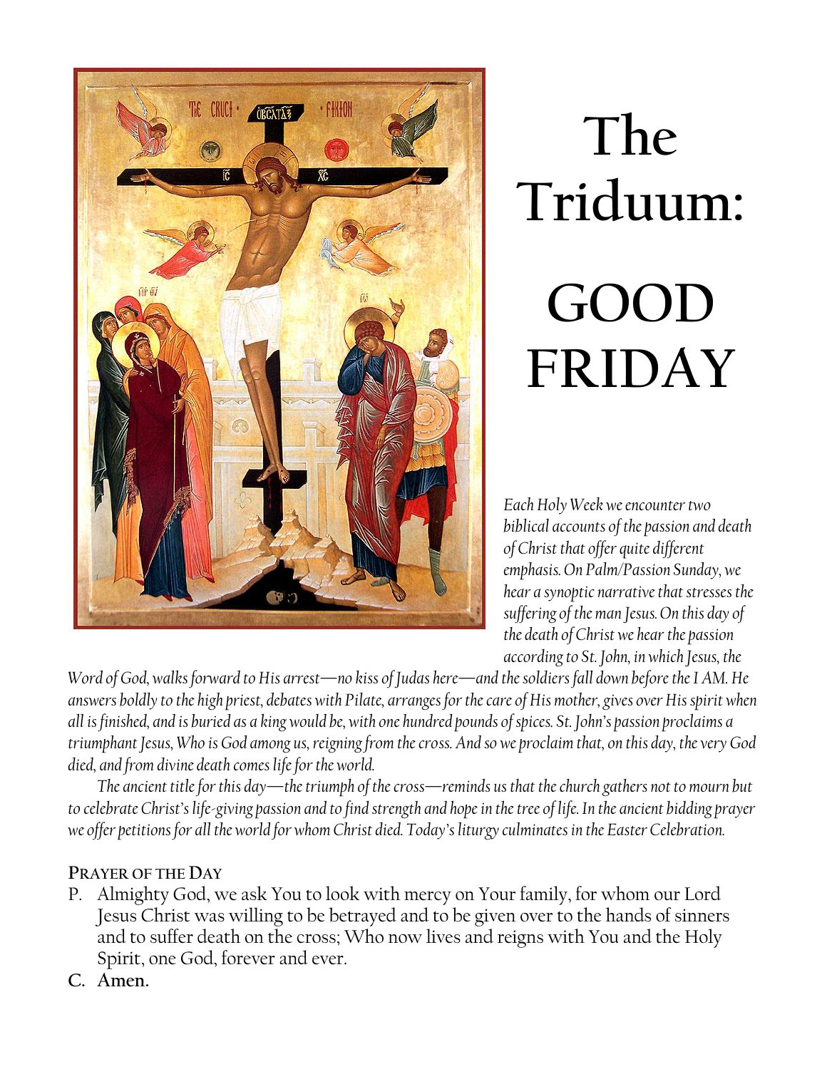# The Triduum: GOOD FRIDAY

*Each Holy Week we encounter two biblical accounts of the passion and death of Christ that offer quite different emphasis. On Palm/Passion Sunday, we hear a synoptic narrative that stresses the suffering of the man Jesus. On this day of the death of Christ we hear the passion according to St. John, in which Jesus, the Word of God, walks forward to His arrest—no kiss of Judas here—and the soldiers fall down before the I AM. He answers boldly to the high priest, debates with Pilate, arranges for the care of His mother, gives over His spirit when all is finished, and is buried as a king would be, with one hundred pounds of spices. St. John's passion proclaims a triumphant Jesus, Who is God among us, reigning from the cross. And so we proclaim that, on this day, the very God died, and from divine death comes life for the world.*

*The ancient title for this day—the triumph of the cross—reminds us that the church gathers not to mourn but to celebrate Christ's life-giving passion and to find strength and hope in the tree of life. In the ancient bidding prayer we offer petitions for all the world for whom Christ died. Today's liturgy culminates in the Easter Celebration.*

**PRAYER OF THE DAY**

P. Almighty God, we ask You to look with mercy on Your family, for whom our Lord Jesus Christ was willing to be betrayed and to be given over to the hands of sinners and to suffer death on the cross; Who now lives and reigns with You and the Holy Spirit, one God, forever and ever.

**C. Amen.**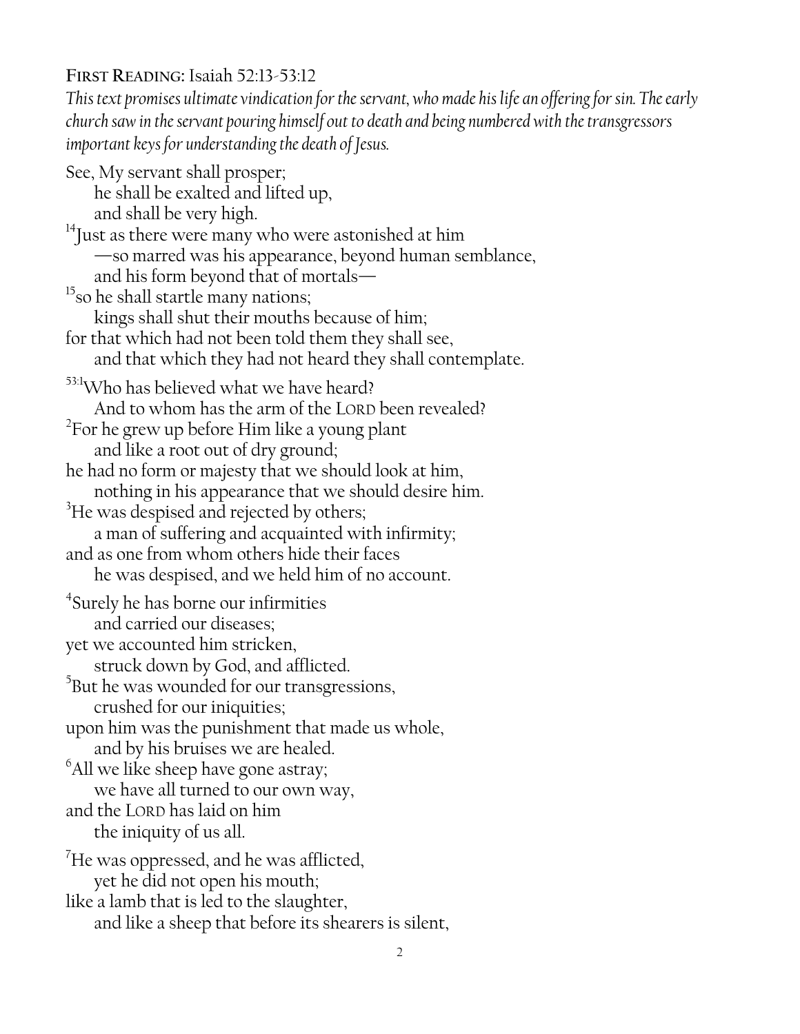**First Reading:** Isaiah 52:13-53:12

*This text promises ultimate vindication for the servant, who made his life an offering for sin. The early church saw in the servant pouring himself out to death and being numbered with the transgressors important keys for understanding the death of Jesus.*

See, My servant shall prosper;
 he shall be exalted and lifted up,
 and shall be very high.
[14]Just as there were many who were astonished at him
 —so marred was his appearance, beyond human semblance,
 and his form beyond that of mortals—
[15]so he shall startle many nations;
 kings shall shut their mouths because of him;
for that which had not been told them they shall see,
 and that which they had not heard they shall contemplate.

[53:1]Who has believed what we have heard?
 And to whom has the arm of the LORD been revealed?
[2]For he grew up before Him like a young plant
 and like a root out of dry ground;
he had no form or majesty that we should look at him,
 nothing in his appearance that we should desire him.
[3]He was despised and rejected by others;
 a man of suffering and acquainted with infirmity;
and as one from whom others hide their faces
 he was despised, and we held him of no account.

[4]Surely he has borne our infirmities
 and carried our diseases;
yet we accounted him stricken,
 struck down by God, and afflicted.
[5]But he was wounded for our transgressions,
 crushed for our iniquities;
upon him was the punishment that made us whole,
 and by his bruises we are healed.
[6]All we like sheep have gone astray;
 we have all turned to our own way,
and the LORD has laid on him
 the iniquity of us all.

[7]He was oppressed, and he was afflicted,
 yet he did not open his mouth;
like a lamb that is led to the slaughter,
 and like a sheep that before its shearers is silent,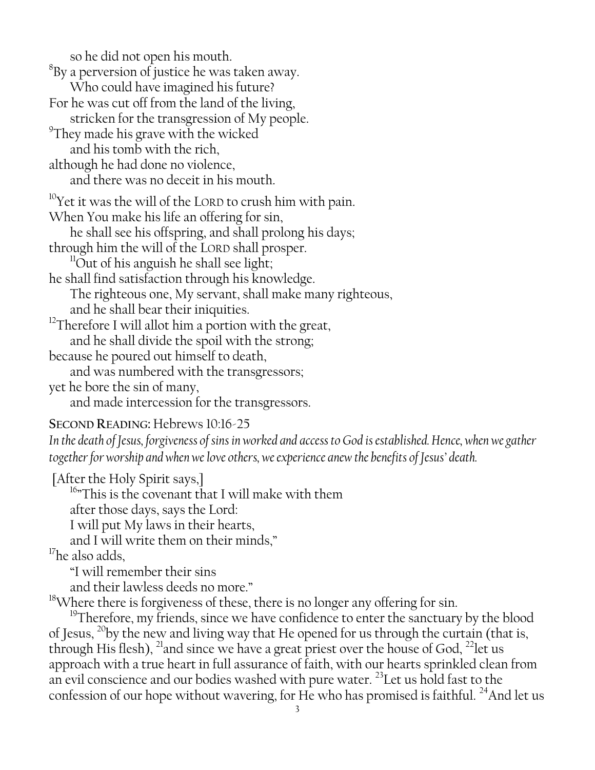so he did not open his mouth.
[8]By a perversion of justice he was taken away.
Who could have imagined his future?
For he was cut off from the land of the living,
stricken for the transgression of My people.
[9]They made his grave with the wicked
and his tomb with the rich,
although he had done no violence,
and there was no deceit in his mouth.

[10]Yet it was the will of the LORD to crush him with pain.
When You make his life an offering for sin,
he shall see his offspring, and shall prolong his days;
through him the will of the LORD shall prosper.
[11]Out of his anguish he shall see light;
he shall find satisfaction through his knowledge.
The righteous one, My servant, shall make many righteous,
and he shall bear their iniquities.
[12]Therefore I will allot him a portion with the great,
and he shall divide the spoil with the strong;
because he poured out himself to death,
and was numbered with the transgressors;
yet he bore the sin of many,
and made intercession for the transgressors.

**SECOND READING:** Hebrews 10:16-25

*In the death of Jesus, forgiveness of sins in worked and access to God is established. Hence, when we gather together for worship and when we love others, we experience anew the benefits of Jesus' death.*

[After the Holy Spirit says,]
[16]"This is the covenant that I will make with them
after those days, says the Lord:
I will put My laws in their hearts,
and I will write them on their minds,"
[17]he also adds,
"I will remember their sins
and their lawless deeds no more."
[18]Where there is forgiveness of these, there is no longer any offering for sin.
[19]Therefore, my friends, since we have confidence to enter the sanctuary by the blood of Jesus, [20]by the new and living way that He opened for us through the curtain (that is, through His flesh), [21]and since we have a great priest over the house of God, [22]let us approach with a true heart in full assurance of faith, with our hearts sprinkled clean from an evil conscience and our bodies washed with pure water. [23]Let us hold fast to the confession of our hope without wavering, for He who has promised is faithful. [24]And let us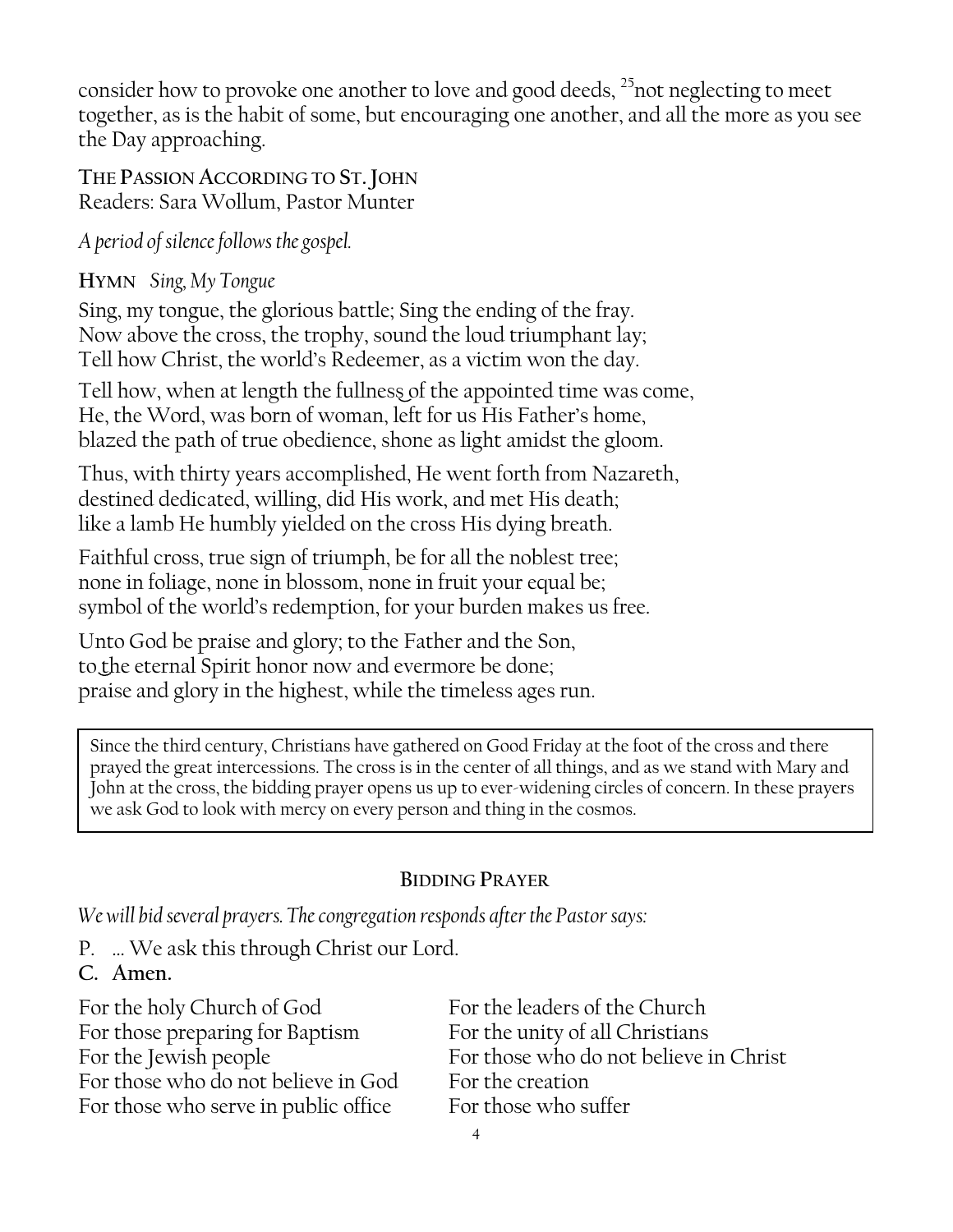consider how to provoke one another to love and good deeds, [25]not neglecting to meet together, as is the habit of some, but encouraging one another, and all the more as you see the Day approaching.

**THE PASSION ACCORDING TO ST. JOHN**
Readers: Sara Wollum, Pastor Munter

*A period of silence follows the gospel.*

**HYMN** *Sing, My Tongue*

Sing, my tongue, the glorious battle; Sing the ending of the fray.
Now above the cross, the trophy, sound the loud triumphant lay;
Tell how Christ, the world's Redeemer, as a victim won the day.

Tell how, when at length the fullness of the appointed time was come,
He, the Word, was born of woman, left for us His Father's home,
blazed the path of true obedience, shone as light amidst the gloom.

Thus, with thirty years accomplished, He went forth from Nazareth,
destined dedicated, willing, did His work, and met His death;
like a lamb He humbly yielded on the cross His dying breath.

Faithful cross, true sign of triumph, be for all the noblest tree;
none in foliage, none in blossom, none in fruit your equal be;
symbol of the world's redemption, for your burden makes us free.

Unto God be praise and glory; to the Father and the Son,
to the eternal Spirit honor now and evermore be done;
praise and glory in the highest, while the timeless ages run.

> Since the third century, Christians have gathered on Good Friday at the foot of the cross and there prayed the great intercessions. The cross is in the center of all things, and as we stand with Mary and John at the cross, the bidding prayer opens us up to ever-widening circles of concern. In these prayers we ask God to look with mercy on every person and thing in the cosmos.

**BIDDING PRAYER**

*We will bid several prayers. The congregation responds after the Pastor says:*

P. … We ask this through Christ our Lord.
**C. Amen.**

For the holy Church of God
For those preparing for Baptism
For the Jewish people
For those who do not believe in God
For those who serve in public office
For the leaders of the Church
For the unity of all Christians
For those who do not believe in Christ
For the creation
For those who suffer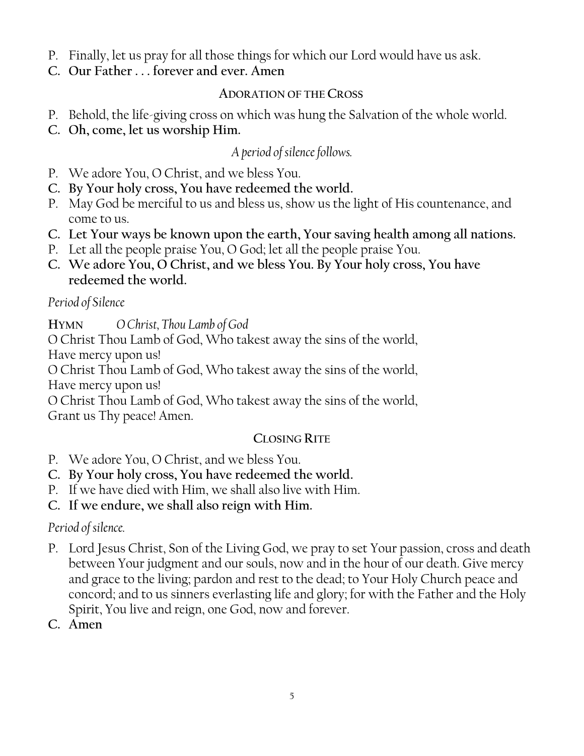P. Finally, let us pray for all those things for which our Lord would have us ask.

**C. Our Father . . . forever and ever. Amen**

## ADORATION OF THE CROSS

P. Behold, the life-giving cross on which was hung the Salvation of the whole world.

**C. Oh, come, let us worship Him.**

*A period of silence follows.*

P. We adore You, O Christ, and we bless You.

**C. By Your holy cross, You have redeemed the world.**

P. May God be merciful to us and bless us, show us the light of His countenance, and come to us.

**C. Let Your ways be known upon the earth, Your saving health among all nations.**

P. Let all the people praise You, O God; let all the people praise You.

**C. We adore You, O Christ, and we bless You. By Your holy cross, You have redeemed the world.**

*Period of Silence*

**HYMN** *O Christ, Thou Lamb of God*

O Christ Thou Lamb of God, Who takest away the sins of the world,
Have mercy upon us!
O Christ Thou Lamb of God, Who takest away the sins of the world,
Have mercy upon us!
O Christ Thou Lamb of God, Who takest away the sins of the world,
Grant us Thy peace! Amen.

## CLOSING RITE

P. We adore You, O Christ, and we bless You.

**C. By Your holy cross, You have redeemed the world.**

P. If we have died with Him, we shall also live with Him.

**C. If we endure, we shall also reign with Him.**

*Period of silence.*

P. Lord Jesus Christ, Son of the Living God, we pray to set Your passion, cross and death between Your judgment and our souls, now and in the hour of our death. Give mercy and grace to the living; pardon and rest to the dead; to Your Holy Church peace and concord; and to us sinners everlasting life and glory; for with the Father and the Holy Spirit, You live and reign, one God, now and forever.

**C. Amen**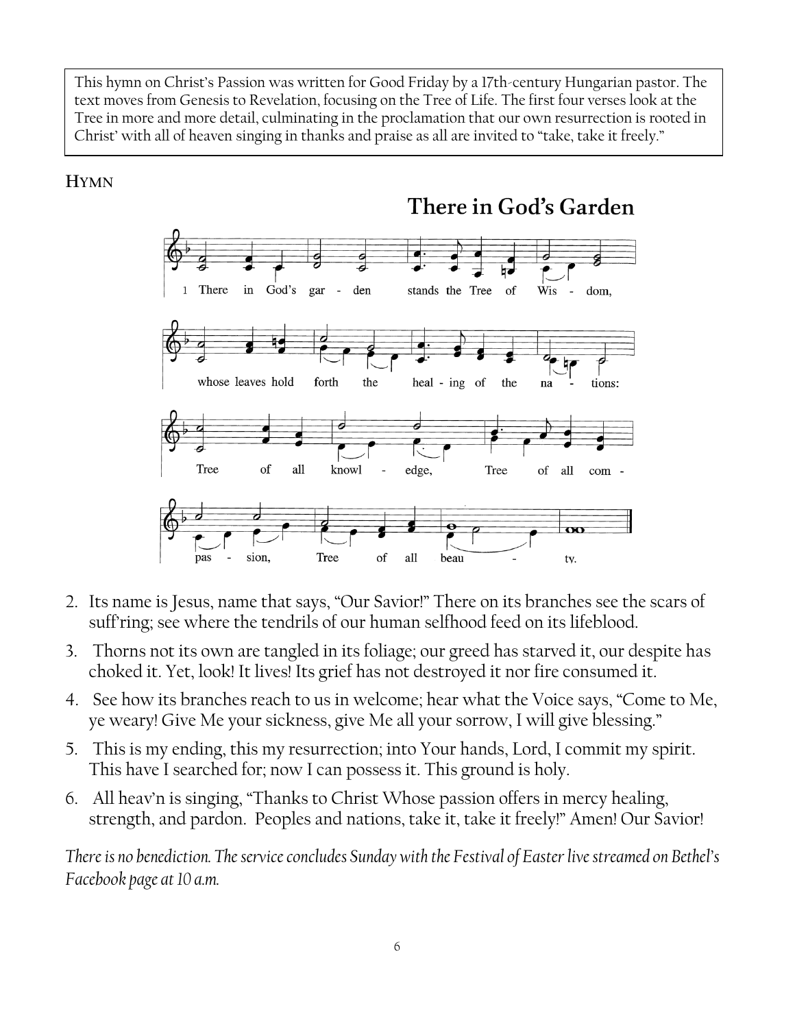This hymn on Christ's Passion was written for Good Friday by a 17th-century Hungarian pastor. The text moves from Genesis to Revelation, focusing on the Tree of Life. The first four verses look at the Tree in more and more detail, culminating in the proclamation that our own resurrection is rooted in Christ' with all of heaven singing in thanks and praise as all are invited to "take, take it freely."

**HYMN**

## There in God's Garden

1 There in God's gar - den stands the Tree of Wis - dom, whose leaves hold forth the heal - ing of the na - tions: Tree of all knowl - edge, Tree of all com - pas - sion, Tree of all beau - ty.

2. Its name is Jesus, name that says, "Our Savior!" There on its branches see the scars of suff'ring; see where the tendrils of our human selfhood feed on its lifeblood.
3. Thorns not its own are tangled in its foliage; our greed has starved it, our despite has choked it. Yet, look! It lives! Its grief has not destroyed it nor fire consumed it.
4. See how its branches reach to us in welcome; hear what the Voice says, "Come to Me, ye weary! Give Me your sickness, give Me all your sorrow, I will give blessing."
5. This is my ending, this my resurrection; into Your hands, Lord, I commit my spirit. This have I searched for; now I can possess it. This ground is holy.
6. All heav'n is singing, "Thanks to Christ Whose passion offers in mercy healing, strength, and pardon. Peoples and nations, take it, take it freely!" Amen! Our Savior!

*There is no benediction. The service concludes Sunday with the Festival of Easter live streamed on Bethel's Facebook page at 10 a.m.*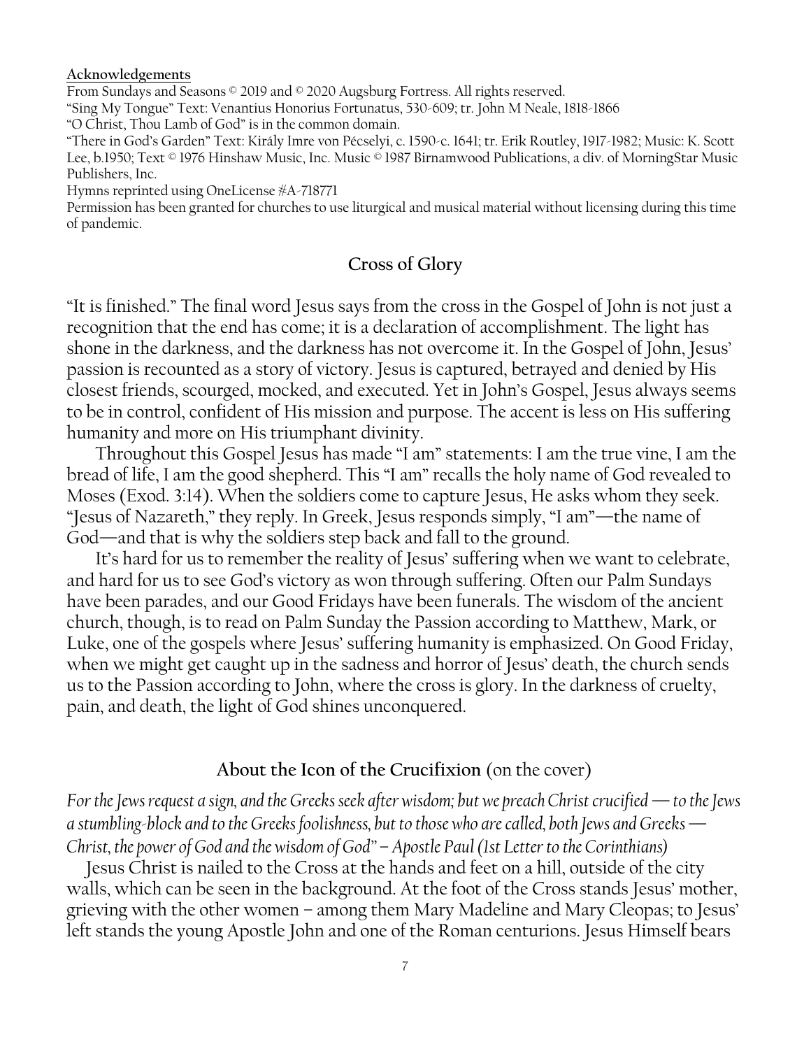**Acknowledgements**

From Sundays and Seasons © 2019 and © 2020 Augsburg Fortress. All rights reserved.
"Sing My Tongue" Text: Venantius Honorius Fortunatus, 530-609; tr. John M Neale, 1818-1866
"O Christ, Thou Lamb of God" is in the common domain.
"There in God's Garden" Text: Király Imre von Pécselyi, c. 1590-c. 1641; tr. Erik Routley, 1917-1982; Music: K. Scott Lee, b.1950; Text © 1976 Hinshaw Music, Inc. Music © 1987 Birnamwood Publications, a div. of MorningStar Music Publishers, Inc.
Hymns reprinted using OneLicense #A-718771
Permission has been granted for churches to use liturgical and musical material without licensing during this time of pandemic.

## Cross of Glory

"It is finished." The final word Jesus says from the cross in the Gospel of John is not just a recognition that the end has come; it is a declaration of accomplishment. The light has shone in the darkness, and the darkness has not overcome it. In the Gospel of John, Jesus' passion is recounted as a story of victory. Jesus is captured, betrayed and denied by His closest friends, scourged, mocked, and executed. Yet in John's Gospel, Jesus always seems to be in control, confident of His mission and purpose. The accent is less on His suffering humanity and more on His triumphant divinity.

Throughout this Gospel Jesus has made "I am" statements: I am the true vine, I am the bread of life, I am the good shepherd. This "I am" recalls the holy name of God revealed to Moses (Exod. 3:14). When the soldiers come to capture Jesus, He asks whom they seek. "Jesus of Nazareth," they reply. In Greek, Jesus responds simply, "I am"—the name of God—and that is why the soldiers step back and fall to the ground.

It's hard for us to remember the reality of Jesus' suffering when we want to celebrate, and hard for us to see God's victory as won through suffering. Often our Palm Sundays have been parades, and our Good Fridays have been funerals. The wisdom of the ancient church, though, is to read on Palm Sunday the Passion according to Matthew, Mark, or Luke, one of the gospels where Jesus' suffering humanity is emphasized. On Good Friday, when we might get caught up in the sadness and horror of Jesus' death, the church sends us to the Passion according to John, where the cross is glory. In the darkness of cruelty, pain, and death, the light of God shines unconquered.

## About the Icon of the Crucifixion (on the cover)

*For the Jews request a sign, and the Greeks seek after wisdom; but we preach Christ crucified — to the Jews a stumbling-block and to the Greeks foolishness, but to those who are called, both Jews and Greeks — Christ, the power of God and the wisdom of God" – Apostle Paul (1st Letter to the Corinthians)*

Jesus Christ is nailed to the Cross at the hands and feet on a hill, outside of the city walls, which can be seen in the background. At the foot of the Cross stands Jesus' mother, grieving with the other women – among them Mary Madeline and Mary Cleopas; to Jesus' left stands the young Apostle John and one of the Roman centurions. Jesus Himself bears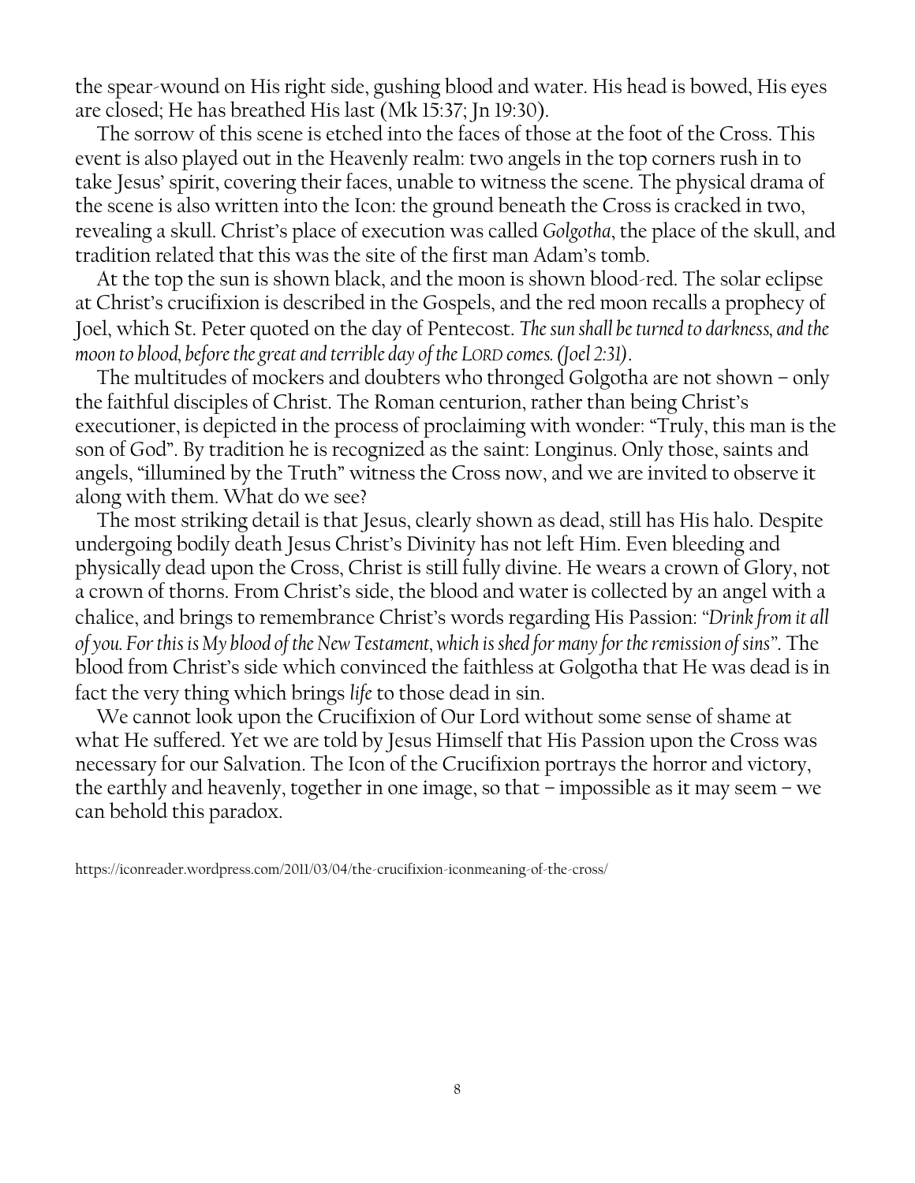the spear-wound on His right side, gushing blood and water. His head is bowed, His eyes are closed; He has breathed His last (Mk 15:37; Jn 19:30).

The sorrow of this scene is etched into the faces of those at the foot of the Cross. This event is also played out in the Heavenly realm: two angels in the top corners rush in to take Jesus' spirit, covering their faces, unable to witness the scene. The physical drama of the scene is also written into the Icon: the ground beneath the Cross is cracked in two, revealing a skull. Christ's place of execution was called *Golgotha*, the place of the skull, and tradition related that this was the site of the first man Adam's tomb.

At the top the sun is shown black, and the moon is shown blood-red. The solar eclipse at Christ's crucifixion is described in the Gospels, and the red moon recalls a prophecy of Joel, which St. Peter quoted on the day of Pentecost. *The sun shall be turned to darkness, and the moon to blood, before the great and terrible day of the LORD comes. (Joel 2:31)*.

The multitudes of mockers and doubters who thronged Golgotha are not shown – only the faithful disciples of Christ. The Roman centurion, rather than being Christ's executioner, is depicted in the process of proclaiming with wonder: "Truly, this man is the son of God". By tradition he is recognized as the saint: Longinus. Only those, saints and angels, "illumined by the Truth" witness the Cross now, and we are invited to observe it along with them. What do we see?

The most striking detail is that Jesus, clearly shown as dead, still has His halo. Despite undergoing bodily death Jesus Christ's Divinity has not left Him. Even bleeding and physically dead upon the Cross, Christ is still fully divine. He wears a crown of Glory, not a crown of thorns. From Christ's side, the blood and water is collected by an angel with a chalice, and brings to remembrance Christ's words regarding His Passion: "*Drink from it all of you. For this is My blood of the New Testament, which is shed for many for the remission of sins*". The blood from Christ's side which convinced the faithless at Golgotha that He was dead is in fact the very thing which brings *life* to those dead in sin.

We cannot look upon the Crucifixion of Our Lord without some sense of shame at what He suffered. Yet we are told by Jesus Himself that His Passion upon the Cross was necessary for our Salvation. The Icon of the Crucifixion portrays the horror and victory, the earthly and heavenly, together in one image, so that – impossible as it may seem – we can behold this paradox.

https://iconreader.wordpress.com/2011/03/04/the-crucifixion-iconmeaning-of-the-cross/